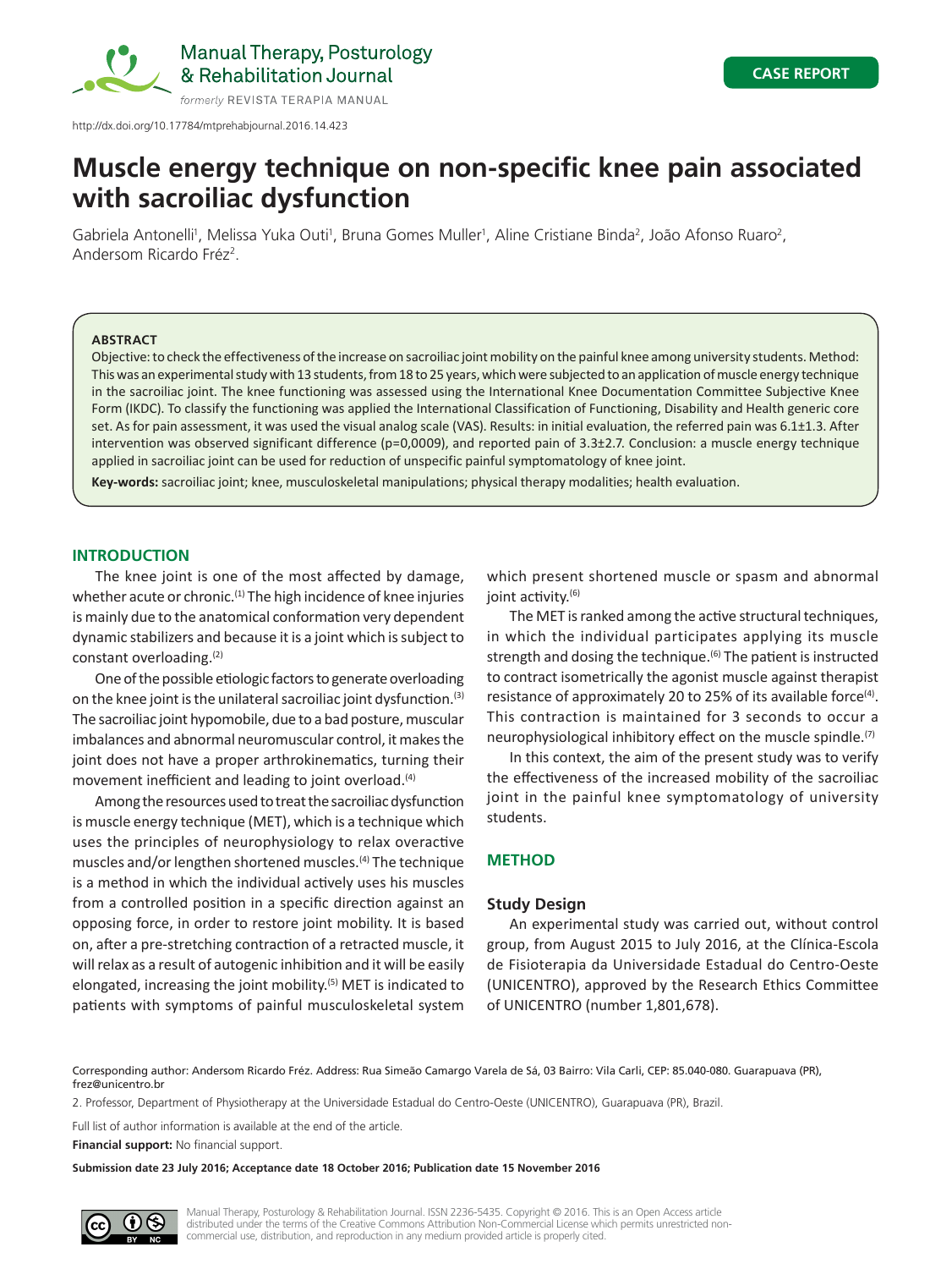CASE REPORT

http://dx.doi.org/10.17784/mtprehabjournal.2016.14.423

# Muscle energy technique on non-specific knee pain associated with sacroiliac dysfunction

Gabriela Antonelli[1], Melissa Yuka Outi[1], Bruna Gomes Muller[1], Aline Cristiane Binda[2], João Afonso Ruaro[2], Andersom Ricardo Fréz[2].

**ABSTRACT**

Objective: to check the effectiveness of the increase on sacroiliac joint mobility on the painful knee among university students. Method: This was an experimental study with 13 students, from 18 to 25 years, which were subjected to an application of muscle energy technique in the sacroiliac joint. The knee functioning was assessed using the International Knee Documentation Committee Subjective Knee Form (IKDC). To classify the functioning was applied the International Classification of Functioning, Disability and Health generic core set. As for pain assessment, it was used the visual analog scale (VAS). Results: in initial evaluation, the referred pain was 6.1±1.3. After intervention was observed significant difference (p=0,0009), and reported pain of 3.3±2.7. Conclusion: a muscle energy technique applied in sacroiliac joint can be used for reduction of unspecific painful symptomatology of knee joint.

**Key-words:** sacroiliac joint; knee, musculoskeletal manipulations; physical therapy modalities; health evaluation.

## INTRODUCTION

The knee joint is one of the most affected by damage, whether acute or chronic.[1] The high incidence of knee injuries is mainly due to the anatomical conformation very dependent dynamic stabilizers and because it is a joint which is subject to constant overloading.[2]

One of the possible etiologic factors to generate overloading on the knee joint is the unilateral sacroiliac joint dysfunction.[3] The sacroiliac joint hypomobile, due to a bad posture, muscular imbalances and abnormal neuromuscular control, it makes the joint does not have a proper arthrokinematics, turning their movement inefficient and leading to joint overload.[4]

Among the resources used to treat the sacroiliac dysfunction is muscle energy technique (MET), which is a technique which uses the principles of neurophysiology to relax overactive muscles and/or lengthen shortened muscles.[4] The technique is a method in which the individual actively uses his muscles from a controlled position in a specific direction against an opposing force, in order to restore joint mobility. It is based on, after a pre-stretching contraction of a retracted muscle, it will relax as a result of autogenic inhibition and it will be easily elongated, increasing the joint mobility.[5] MET is indicated to patients with symptoms of painful musculoskeletal system which present shortened muscle or spasm and abnormal joint activity.[6]

The MET is ranked among the active structural techniques, in which the individual participates applying its muscle strength and dosing the technique.[6] The patient is instructed to contract isometrically the agonist muscle against therapist resistance of approximately 20 to 25% of its available force[4]. This contraction is maintained for 3 seconds to occur a neurophysiological inhibitory effect on the muscle spindle.[7]

In this context, the aim of the present study was to verify the effectiveness of the increased mobility of the sacroiliac joint in the painful knee symptomatology of university students.

## METHOD

### Study Design

An experimental study was carried out, without control group, from August 2015 to July 2016, at the Clínica-Escola de Fisioterapia da Universidade Estadual do Centro-Oeste (UNICENTRO), approved by the Research Ethics Committee of UNICENTRO (number 1,801,678).

Corresponding author: Andersom Ricardo Fréz. Address: Rua Simeão Camargo Varela de Sá, 03 Bairro: Vila Carli, CEP: 85.040-080. Guarapuava (PR), frez@unicentro.br

2. Professor, Department of Physiotherapy at the Universidade Estadual do Centro-Oeste (UNICENTRO), Guarapuava (PR), Brazil.

Full list of author information is available at the end of the article.

**Financial support:** No financial support.

**Submission date 23 July 2016; Acceptance date 18 October 2016; Publication date 15 November 2016**

Manual Therapy, Posturology & Rehabilitation Journal. ISSN 2236-5435. Copyright © 2016. This is an Open Access article distributed under the terms of the Creative Commons Attribution Non-Commercial License which permits unrestricted non-commercial use, distribution, and reproduction in any medium provided article is properly cited.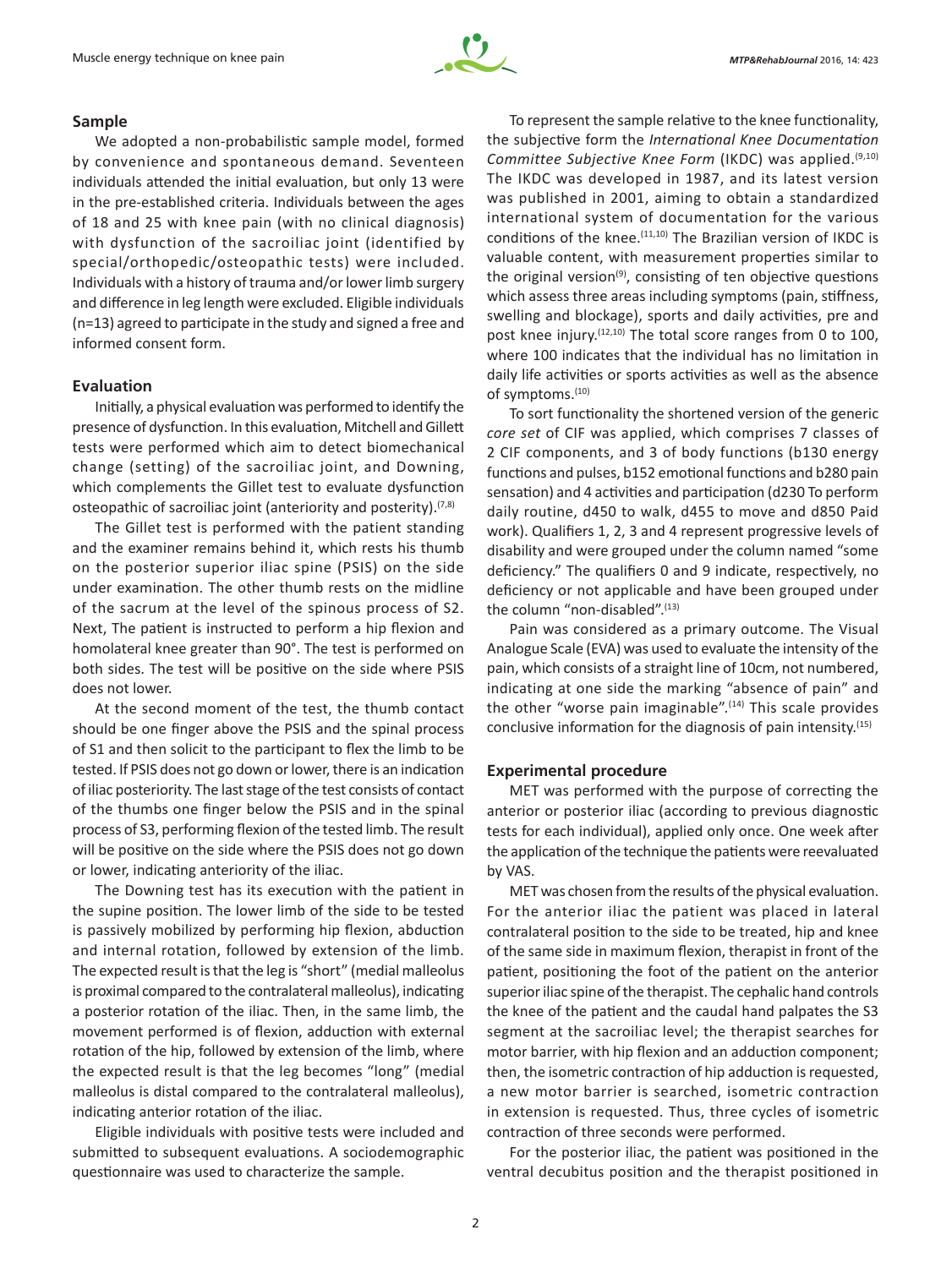## Sample

We adopted a non-probabilistic sample model, formed by convenience and spontaneous demand. Seventeen individuals attended the initial evaluation, but only 13 were in the pre-established criteria. Individuals between the ages of 18 and 25 with knee pain (with no clinical diagnosis) with dysfunction of the sacroiliac joint (identified by special/orthopedic/osteopathic tests) were included. Individuals with a history of trauma and/or lower limb surgery and difference in leg length were excluded. Eligible individuals (n=13) agreed to participate in the study and signed a free and informed consent form.

## Evaluation

Initially, a physical evaluation was performed to identify the presence of dysfunction. In this evaluation, Mitchell and Gillett tests were performed which aim to detect biomechanical change (setting) of the sacroiliac joint, and Downing, which complements the Gillet test to evaluate dysfunction osteopathic of sacroiliac joint (anteriority and posterity).[7,8]

The Gillet test is performed with the patient standing and the examiner remains behind it, which rests his thumb on the posterior superior iliac spine (PSIS) on the side under examination. The other thumb rests on the midline of the sacrum at the level of the spinous process of S2. Next, The patient is instructed to perform a hip flexion and homolateral knee greater than 90°. The test is performed on both sides. The test will be positive on the side where PSIS does not lower.

At the second moment of the test, the thumb contact should be one finger above the PSIS and the spinal process of S1 and then solicit to the participant to flex the limb to be tested. If PSIS does not go down or lower, there is an indication of iliac posteriority. The last stage of the test consists of contact of the thumbs one finger below the PSIS and in the spinal process of S3, performing flexion of the tested limb. The result will be positive on the side where the PSIS does not go down or lower, indicating anteriority of the iliac.

The Downing test has its execution with the patient in the supine position. The lower limb of the side to be tested is passively mobilized by performing hip flexion, abduction and internal rotation, followed by extension of the limb. The expected result is that the leg is "short" (medial malleolus is proximal compared to the contralateral malleolus), indicating a posterior rotation of the iliac. Then, in the same limb, the movement performed is of flexion, adduction with external rotation of the hip, followed by extension of the limb, where the expected result is that the leg becomes "long" (medial malleolus is distal compared to the contralateral malleolus), indicating anterior rotation of the iliac.

Eligible individuals with positive tests were included and submitted to subsequent evaluations. A sociodemographic questionnaire was used to characterize the sample.

To represent the sample relative to the knee functionality, the subjective form the *International Knee Documentation Committee Subjective Knee Form* (IKDC) was applied.[9,10] The IKDC was developed in 1987, and its latest version was published in 2001, aiming to obtain a standardized international system of documentation for the various conditions of the knee.[11,10] The Brazilian version of IKDC is valuable content, with measurement properties similar to the original version[9], consisting of ten objective questions which assess three areas including symptoms (pain, stiffness, swelling and blockage), sports and daily activities, pre and post knee injury.[12,10] The total score ranges from 0 to 100, where 100 indicates that the individual has no limitation in daily life activities or sports activities as well as the absence of symptoms.[10]

To sort functionality the shortened version of the generic *core set* of CIF was applied, which comprises 7 classes of 2 CIF components, and 3 of body functions (b130 energy functions and pulses, b152 emotional functions and b280 pain sensation) and 4 activities and participation (d230 To perform daily routine, d450 to walk, d455 to move and d850 Paid work). Qualifiers 1, 2, 3 and 4 represent progressive levels of disability and were grouped under the column named "some deficiency." The qualifiers 0 and 9 indicate, respectively, no deficiency or not applicable and have been grouped under the column "non-disabled".[13]

Pain was considered as a primary outcome. The Visual Analogue Scale (EVA) was used to evaluate the intensity of the pain, which consists of a straight line of 10cm, not numbered, indicating at one side the marking "absence of pain" and the other "worse pain imaginable".[14] This scale provides conclusive information for the diagnosis of pain intensity.[15]

## Experimental procedure

MET was performed with the purpose of correcting the anterior or posterior iliac (according to previous diagnostic tests for each individual), applied only once. One week after the application of the technique the patients were reevaluated by VAS.

MET was chosen from the results of the physical evaluation. For the anterior iliac the patient was placed in lateral contralateral position to the side to be treated, hip and knee of the same side in maximum flexion, therapist in front of the patient, positioning the foot of the patient on the anterior superior iliac spine of the therapist. The cephalic hand controls the knee of the patient and the caudal hand palpates the S3 segment at the sacroiliac level; the therapist searches for motor barrier, with hip flexion and an adduction component; then, the isometric contraction of hip adduction is requested, a new motor barrier is searched, isometric contraction in extension is requested. Thus, three cycles of isometric contraction of three seconds were performed.

For the posterior iliac, the patient was positioned in the ventral decubitus position and the therapist positioned in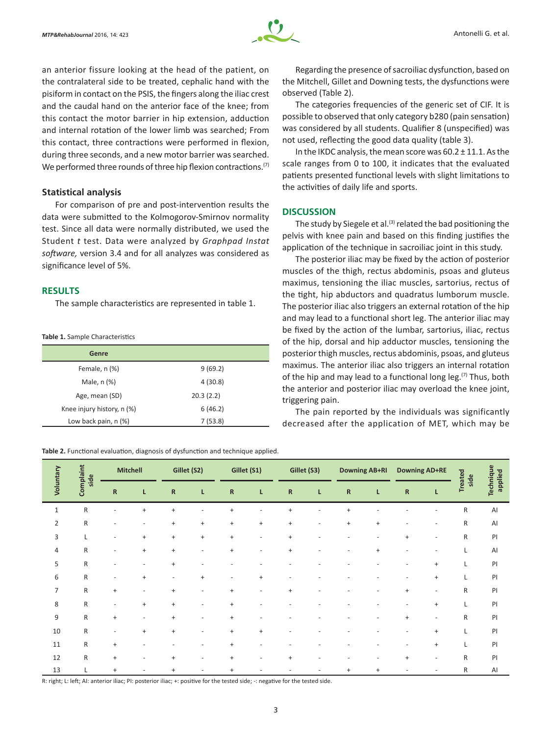an anterior fissure looking at the head of the patient, on the contralateral side to be treated, cephalic hand with the pisiform in contact on the PSIS, the fingers along the iliac crest and the caudal hand on the anterior face of the knee; from this contact the motor barrier in hip extension, adduction and internal rotation of the lower limb was searched; From this contact, three contractions were performed in flexion, during three seconds, and a new motor barrier was searched. We performed three rounds of three hip flexion contractions.[7]

### Statistical analysis

For comparison of pre and post-intervention results the data were submitted to the Kolmogorov-Smirnov normality test. Since all data were normally distributed, we used the Student *t* test. Data were analyzed by *Graphpad Instat software,* version 3.4 and for all analyzes was considered as significance level of 5%.

## RESULTS

The sample characteristics are represented in table 1.

**Table 1.** Sample Characteristics

| Genre | |
|---|---|
| Female, n (%) | 9 (69.2) |
| Male, n (%) | 4 (30.8) |
| Age, mean (SD) | 20.3 (2.2) |
| Knee injury history, n (%) | 6 (46.2) |
| Low back pain, n (%) | 7 (53.8) |

Regarding the presence of sacroiliac dysfunction, based on the Mitchell, Gillet and Downing tests, the dysfunctions were observed (Table 2).

The categories frequencies of the generic set of CIF. It is possible to observed that only category b280 (pain sensation) was considered by all students. Qualifier 8 (unspecified) was not used, reflecting the good data quality (table 3).

In the IKDC analysis, the mean score was 60.2 ± 11.1. As the scale ranges from 0 to 100, it indicates that the evaluated patients presented functional levels with slight limitations to the activities of daily life and sports.

## DISCUSSION

The study by Siegele et al.[3] related the bad positioning the pelvis with knee pain and based on this finding justifies the application of the technique in sacroiliac joint in this study.

The posterior iliac may be fixed by the action of posterior muscles of the thigh, rectus abdominis, psoas and gluteus maximus, tensioning the iliac muscles, sartorius, rectus of the tight, hip abductors and quadratus lumborum muscle. The posterior iliac also triggers an external rotation of the hip and may lead to a functional short leg. The anterior iliac may be fixed by the action of the lumbar, sartorius, iliac, rectus of the hip, dorsal and hip adductor muscles, tensioning the posterior thigh muscles, rectus abdominis, psoas, and gluteus maximus. The anterior iliac also triggers an internal rotation of the hip and may lead to a functional long leg.[7] Thus, both the anterior and posterior iliac may overload the knee joint, triggering pain.

The pain reported by the individuals was significantly decreased after the application of MET, which may be

**Table 2.** Functional evaluation, diagnosis of dysfunction and technique applied.

| Voluntary | Complaint side | Mitchell | | Gillet (S2) | | Gillet (S1) | | Gillet (S3) | | Downing AB+RI | | Downing AD+RE | | Treated side | Technique applied |
|---|---|---|---|---|---|---|---|---|---|---|---|---|---|---|---|
| | | R | L | R | L | R | L | R | L | R | L | R | L | | |
| 1 | R | - | + | + | - | + | - | + | - | + | - | - | - | R | AI |
| 2 | R | - | - | + | + | + | + | + | - | + | + | - | - | R | AI |
| 3 | L | - | + | + | + | + | - | + | - | - | - | + | - | R | PI |
| 4 | R | - | + | + | - | + | - | + | - | - | + | - | - | L | AI |
| 5 | R | - | - | + | - | - | - | - | - | - | - | - | + | L | PI |
| 6 | R | - | + | - | + | - | + | - | - | - | - | - | + | L | PI |
| 7 | R | + | - | + | - | + | - | + | - | - | - | + | - | R | PI |
| 8 | R | - | + | + | - | + | - | - | - | - | - | - | + | L | PI |
| 9 | R | + | - | + | - | + | - | - | - | - | - | + | - | R | PI |
| 10 | R | - | + | + | - | + | + | - | - | - | - | - | + | L | PI |
| 11 | R | + | - | - | - | + | - | - | - | - | - | - | + | L | PI |
| 12 | R | + | - | + | - | + | - | + | - | - | - | + | - | R | PI |
| 13 | L | + | - | + | - | + | - | - | - | + | + | - | - | R | AI |

R: right; L: left; AI: anterior iliac; PI: posterior iliac; +: positive for the tested side; -: negative for the tested side.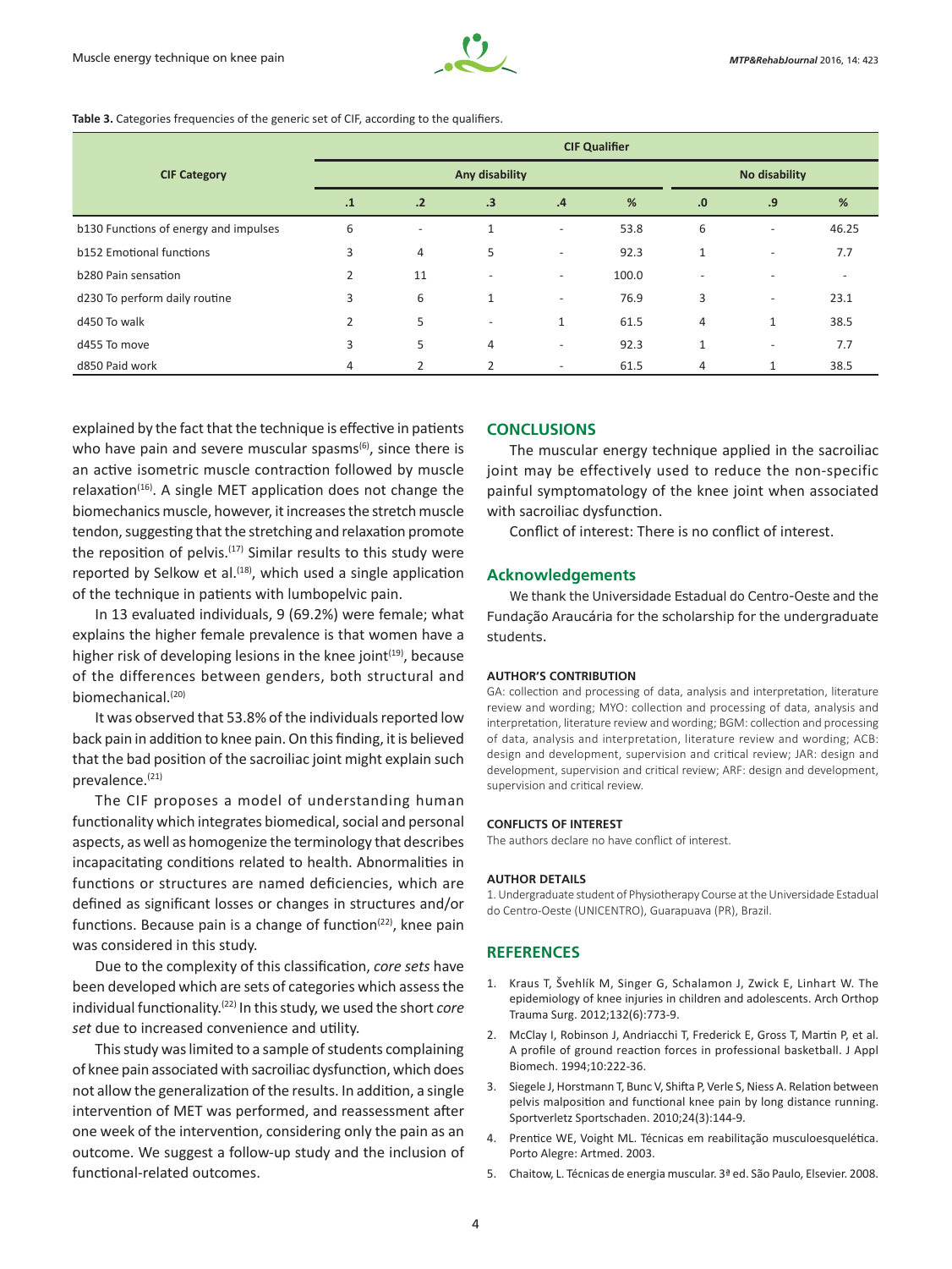**Table 3.** Categories frequencies of the generic set of CIF, according to the qualifiers.

| CIF Category | CIF Qualifier | | | | | | | |
|---|---|---|---|---|---|---|---|---|
| | Any disability | | | | | No disability | | |
| | .1 | .2 | .3 | .4 | % | .0 | .9 | % |
| b130 Functions of energy and impulses | 6 | - | 1 | - | 53.8 | 6 | - | 46.25 |
| b152 Emotional functions | 3 | 4 | 5 | - | 92.3 | 1 | - | 7.7 |
| b280 Pain sensation | 2 | 11 | - | - | 100.0 | - | - | - |
| d230 To perform daily routine | 3 | 6 | 1 | - | 76.9 | 3 | - | 23.1 |
| d450 To walk | 2 | 5 | - | 1 | 61.5 | 4 | 1 | 38.5 |
| d455 To move | 3 | 5 | 4 | - | 92.3 | 1 | - | 7.7 |
| d850 Paid work | 4 | 2 | 2 | - | 61.5 | 4 | 1 | 38.5 |

explained by the fact that the technique is effective in patients who have pain and severe muscular spasms[6], since there is an active isometric muscle contraction followed by muscle relaxation[16]. A single MET application does not change the biomechanics muscle, however, it increases the stretch muscle tendon, suggesting that the stretching and relaxation promote the reposition of pelvis.[17] Similar results to this study were reported by Selkow et al.[18], which used a single application of the technique in patients with lumbopelvic pain.

In 13 evaluated individuals, 9 (69.2%) were female; what explains the higher female prevalence is that women have a higher risk of developing lesions in the knee joint[19], because of the differences between genders, both structural and biomechanical.[20]

It was observed that 53.8% of the individuals reported low back pain in addition to knee pain. On this finding, it is believed that the bad position of the sacroiliac joint might explain such prevalence.[21]

The CIF proposes a model of understanding human functionality which integrates biomedical, social and personal aspects, as well as homogenize the terminology that describes incapacitating conditions related to health. Abnormalities in functions or structures are named deficiencies, which are defined as significant losses or changes in structures and/or functions. Because pain is a change of function[22], knee pain was considered in this study.

Due to the complexity of this classification, *core sets* have been developed which are sets of categories which assess the individual functionality.[22] In this study, we used the short *core set* due to increased convenience and utility.

This study was limited to a sample of students complaining of knee pain associated with sacroiliac dysfunction, which does not allow the generalization of the results. In addition, a single intervention of MET was performed, and reassessment after one week of the intervention, considering only the pain as an outcome. We suggest a follow-up study and the inclusion of functional-related outcomes.

## CONCLUSIONS

The muscular energy technique applied in the sacroiliac joint may be effectively used to reduce the non-specific painful symptomatology of the knee joint when associated with sacroiliac dysfunction.

Conflict of interest: There is no conflict of interest.

## Acknowledgements

We thank the Universidade Estadual do Centro-Oeste and the Fundação Araucária for the scholarship for the undergraduate students.

### AUTHOR'S CONTRIBUTION

GA: collection and processing of data, analysis and interpretation, literature review and wording; MYO: collection and processing of data, analysis and interpretation, literature review and wording; BGM: collection and processing of data, analysis and interpretation, literature review and wording; ACB: design and development, supervision and critical review; JAR: design and development, supervision and critical review; ARF: design and development, supervision and critical review.

### CONFLICTS OF INTEREST

The authors declare no have conflict of interest.

### AUTHOR DETAILS

1. Undergraduate student of Physiotherapy Course at the Universidade Estadual do Centro-Oeste (UNICENTRO), Guarapuava (PR), Brazil.

## REFERENCES

1. Kraus T, Švehlík M, Singer G, Schalamon J, Zwick E, Linhart W. The epidemiology of knee injuries in children and adolescents. Arch Orthop Trauma Surg. 2012;132(6):773-9.
2. McClay I, Robinson J, Andriacchi T, Frederick E, Gross T, Martin P, et al. A profile of ground reaction forces in professional basketball. J Appl Biomech. 1994;10:222-36.
3. Siegele J, Horstmann T, Bunc V, Shifta P, Verle S, Niess A. Relation between pelvis malposition and functional knee pain by long distance running. Sportverletz Sportschaden. 2010;24(3):144-9.
4. Prentice WE, Voight ML. Técnicas em reabilitação musculoesquelética. Porto Alegre: Artmed. 2003.
5. Chaitow, L. Técnicas de energia muscular. 3ª ed. São Paulo, Elsevier. 2008.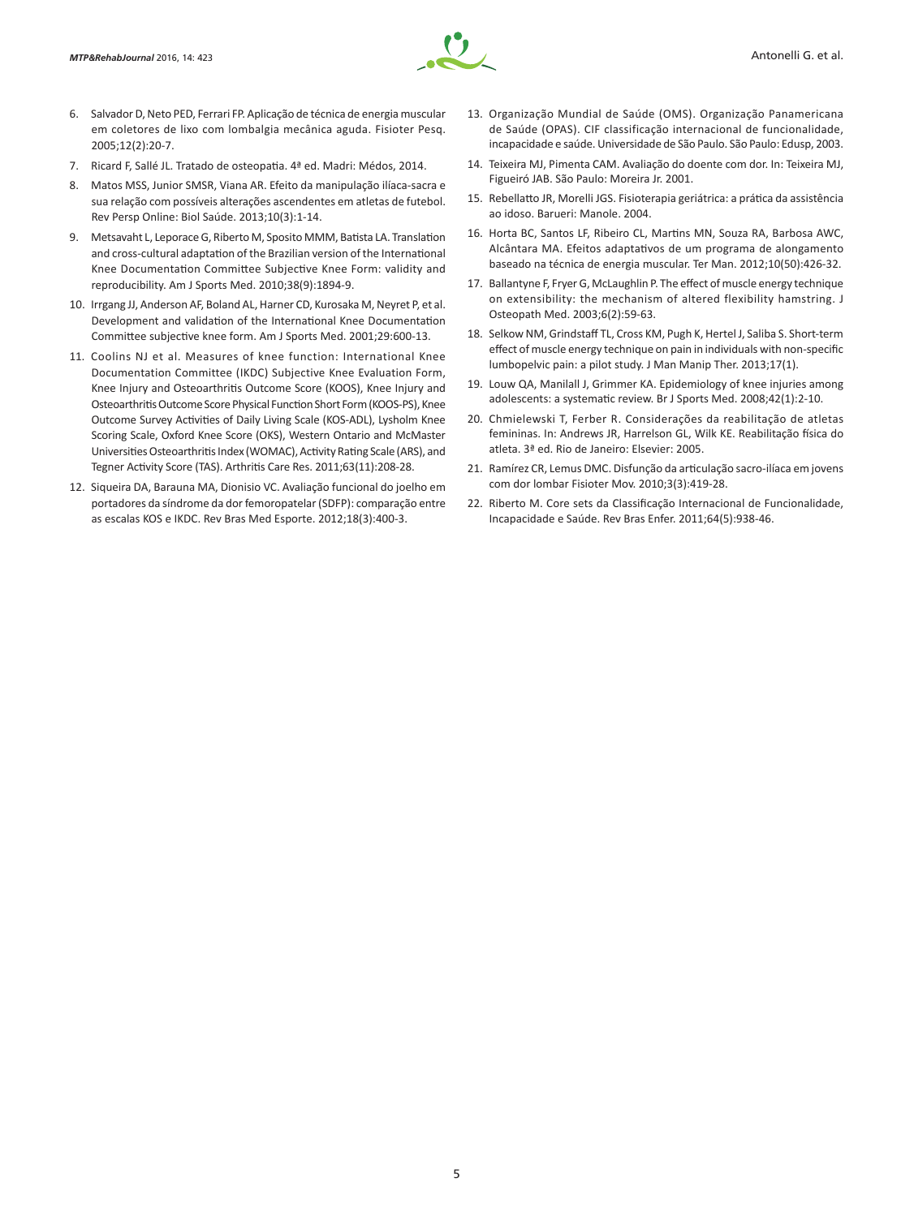6. Salvador D, Neto PED, Ferrari FP. Aplicação de técnica de energia muscular em coletores de lixo com lombalgia mecânica aguda. Fisioter Pesq. 2005;12(2):20-7.
7. Ricard F, Sallé JL. Tratado de osteopatia. 4ª ed. Madri: Médos, 2014.
8. Matos MSS, Junior SMSR, Viana AR. Efeito da manipulação ilíaca-sacra e sua relação com possíveis alterações ascendentes em atletas de futebol. Rev Persp Online: Biol Saúde. 2013;10(3):1-14.
9. Metsavaht L, Leporace G, Riberto M, Sposito MMM, Batista LA. Translation and cross-cultural adaptation of the Brazilian version of the International Knee Documentation Committee Subjective Knee Form: validity and reproducibility. Am J Sports Med. 2010;38(9):1894-9.
10. Irrgang JJ, Anderson AF, Boland AL, Harner CD, Kurosaka M, Neyret P, et al. Development and validation of the International Knee Documentation Committee subjective knee form. Am J Sports Med. 2001;29:600-13.
11. Coolins NJ et al. Measures of knee function: International Knee Documentation Committee (IKDC) Subjective Knee Evaluation Form, Knee Injury and Osteoarthritis Outcome Score (KOOS), Knee Injury and Osteoarthritis Outcome Score Physical Function Short Form (KOOS-PS), Knee Outcome Survey Activities of Daily Living Scale (KOS-ADL), Lysholm Knee Scoring Scale, Oxford Knee Score (OKS), Western Ontario and McMaster Universities Osteoarthritis Index (WOMAC), Activity Rating Scale (ARS), and Tegner Activity Score (TAS). Arthritis Care Res. 2011;63(11):208-28.
12. Siqueira DA, Barauna MA, Dionisio VC. Avaliação funcional do joelho em portadores da síndrome da dor femoropatelar (SDFP): comparação entre as escalas KOS e IKDC. Rev Bras Med Esporte. 2012;18(3):400-3.
13. Organização Mundial de Saúde (OMS). Organização Panamericana de Saúde (OPAS). CIF classificação internacional de funcionalidade, incapacidade e saúde. Universidade de São Paulo. São Paulo: Edusp, 2003.
14. Teixeira MJ, Pimenta CAM. Avaliação do doente com dor. In: Teixeira MJ, Figueiró JAB. São Paulo: Moreira Jr. 2001.
15. Rebellatto JR, Morelli JGS. Fisioterapia geriátrica: a prática da assistência ao idoso. Barueri: Manole. 2004.
16. Horta BC, Santos LF, Ribeiro CL, Martins MN, Souza RA, Barbosa AWC, Alcântara MA. Efeitos adaptativos de um programa de alongamento baseado na técnica de energia muscular. Ter Man. 2012;10(50):426-32.
17. Ballantyne F, Fryer G, McLaughlin P. The effect of muscle energy technique on extensibility: the mechanism of altered flexibility hamstring. J Osteopath Med. 2003;6(2):59-63.
18. Selkow NM, Grindstaff TL, Cross KM, Pugh K, Hertel J, Saliba S. Short-term effect of muscle energy technique on pain in individuals with non-specific lumbopelvic pain: a pilot study. J Man Manip Ther. 2013;17(1).
19. Louw QA, Manilall J, Grimmer KA. Epidemiology of knee injuries among adolescents: a systematic review. Br J Sports Med. 2008;42(1):2-10.
20. Chmielewski T, Ferber R. Considerações da reabilitação de atletas femininas. In: Andrews JR, Harrelson GL, Wilk KE. Reabilitação física do atleta. 3ª ed. Rio de Janeiro: Elsevier: 2005.
21. Ramírez CR, Lemus DMC. Disfunção da articulação sacro-ilíaca em jovens com dor lombar Fisioter Mov. 2010;3(3):419-28.
22. Riberto M. Core sets da Classificação Internacional de Funcionalidade, Incapacidade e Saúde. Rev Bras Enfer. 2011;64(5):938-46.